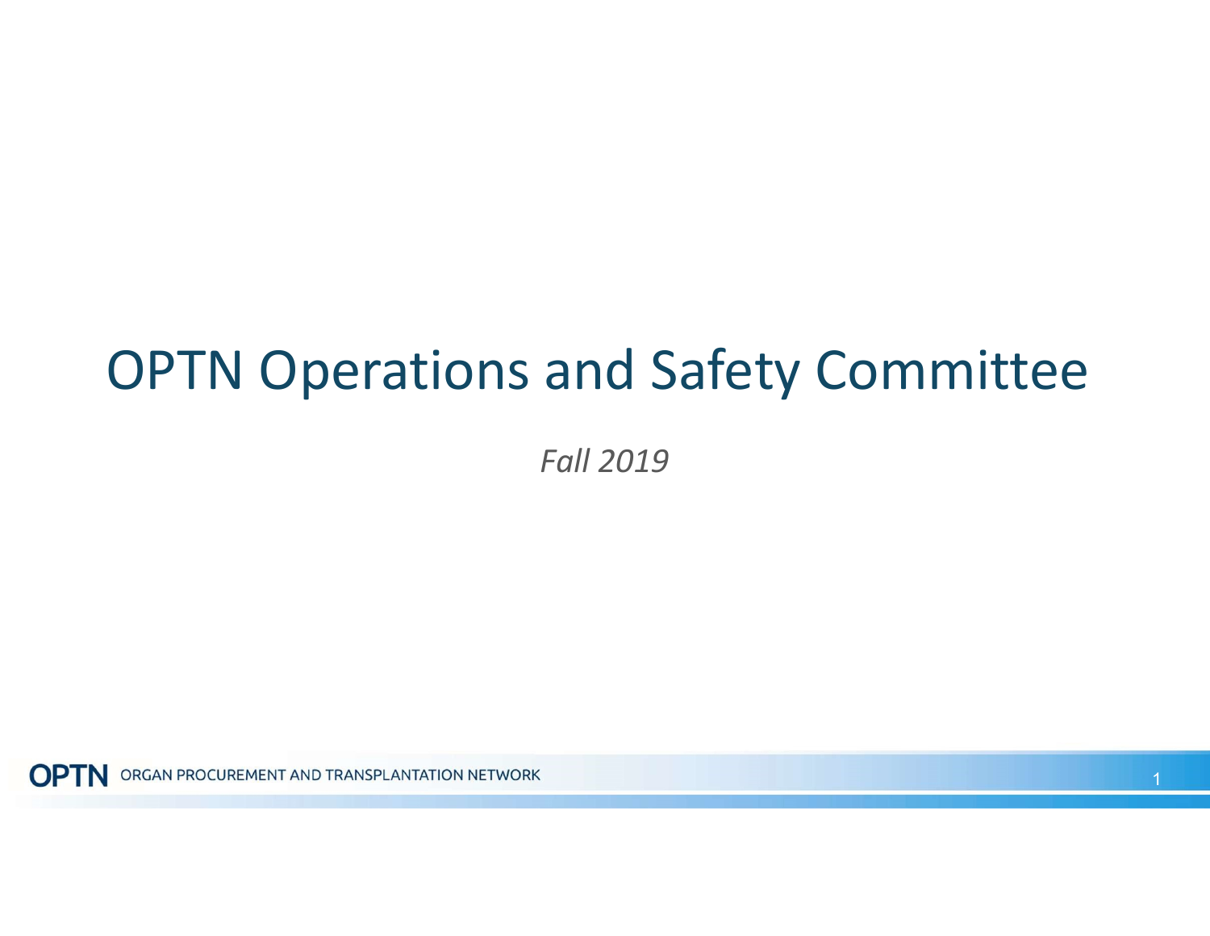# OPTN Operations and Safety Committee

*Fall 2019*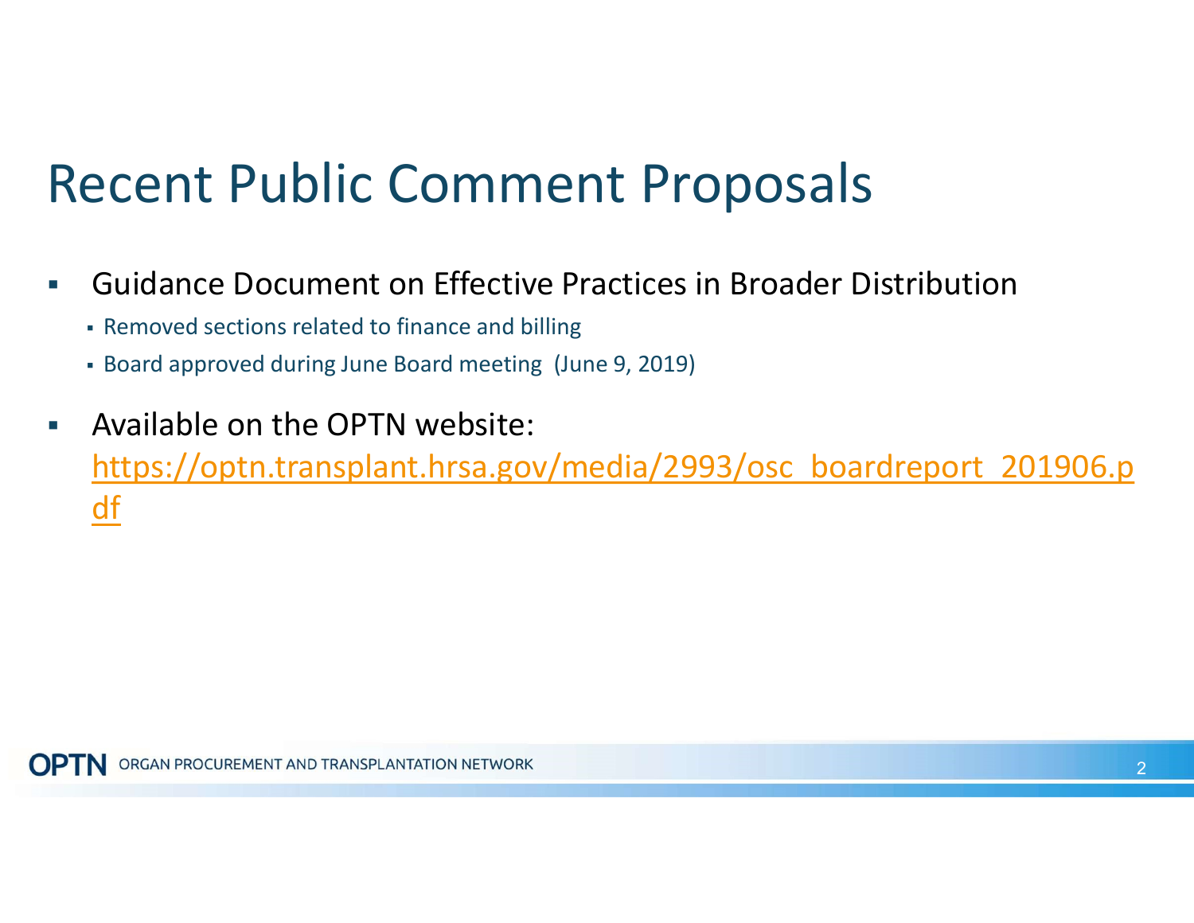# Recent Public Comment Proposals

- Guidance Document on Effective Practices in Broader Distribution
  - Removed sections related to finance and billing
  - Board approved during June Board meeting (June 9, 2019)
- Available on the OPTN website: https://optn.transplant.hrsa.gov/media/2993/osc_boardreport_201906.pdf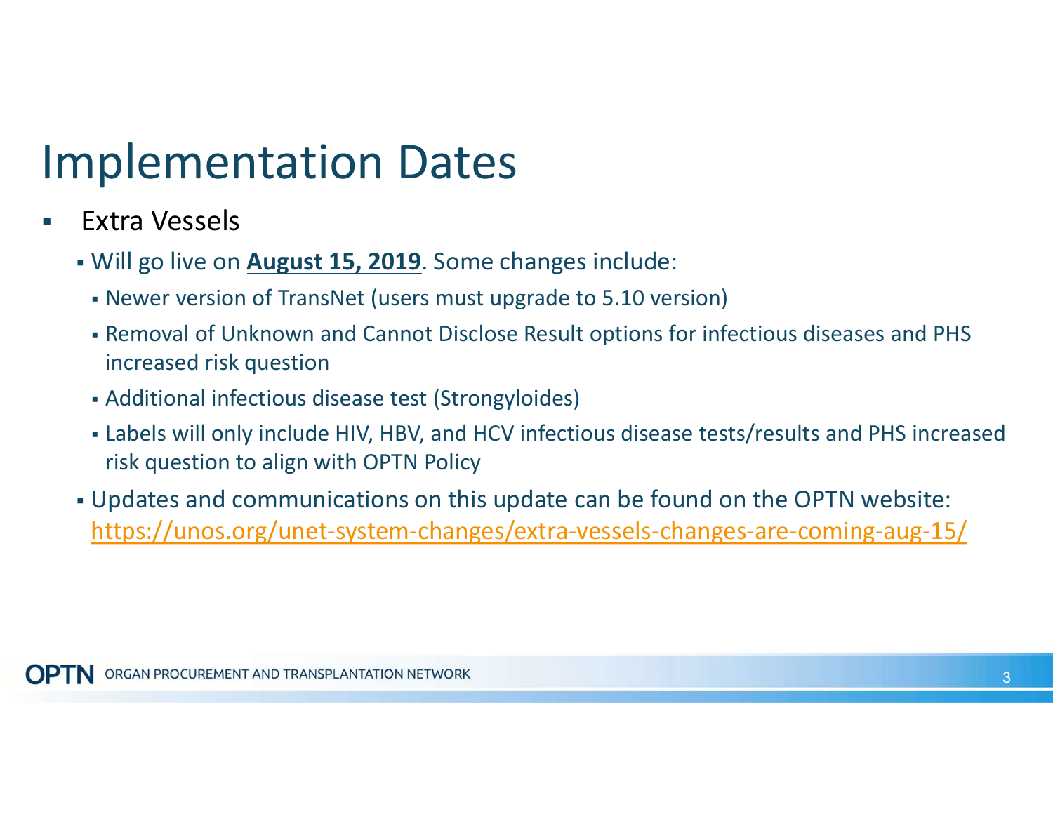# Implementation Dates

- Extra Vessels
  - Will go live on **August 15, 2019**. Some changes include:
    - Newer version of TransNet (users must upgrade to 5.10 version)
    - Removal of Unknown and Cannot Disclose Result options for infectious diseases and PHS increased risk question
    - Additional infectious disease test (Strongyloides)
    - Labels will only include HIV, HBV, and HCV infectious disease tests/results and PHS increased risk question to align with OPTN Policy
  - Updates and communications on this update can be found on the OPTN website: https://unos.org/unet-system-changes/extra-vessels-changes-are-coming-aug-15/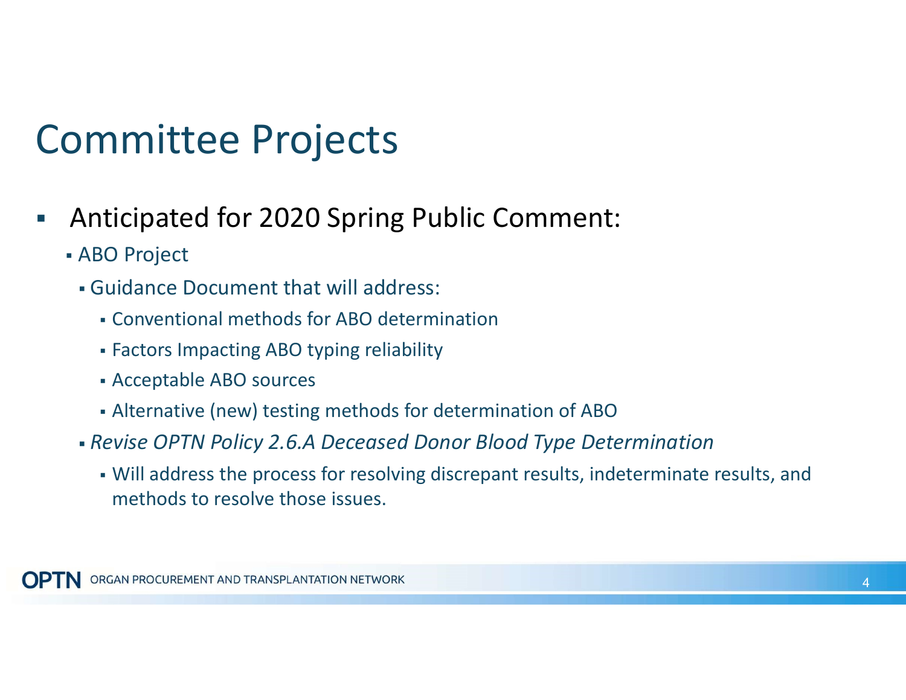# Committee Projects

- Anticipated for 2020 Spring Public Comment:
  - ABO Project
    - Guidance Document that will address:
      - Conventional methods for ABO determination
      - Factors Impacting ABO typing reliability
      - Acceptable ABO sources
      - Alternative (new) testing methods for determination of ABO
    - *Revise OPTN Policy 2.6.A Deceased Donor Blood Type Determination*
      - Will address the process for resolving discrepant results, indeterminate results, and methods to resolve those issues.